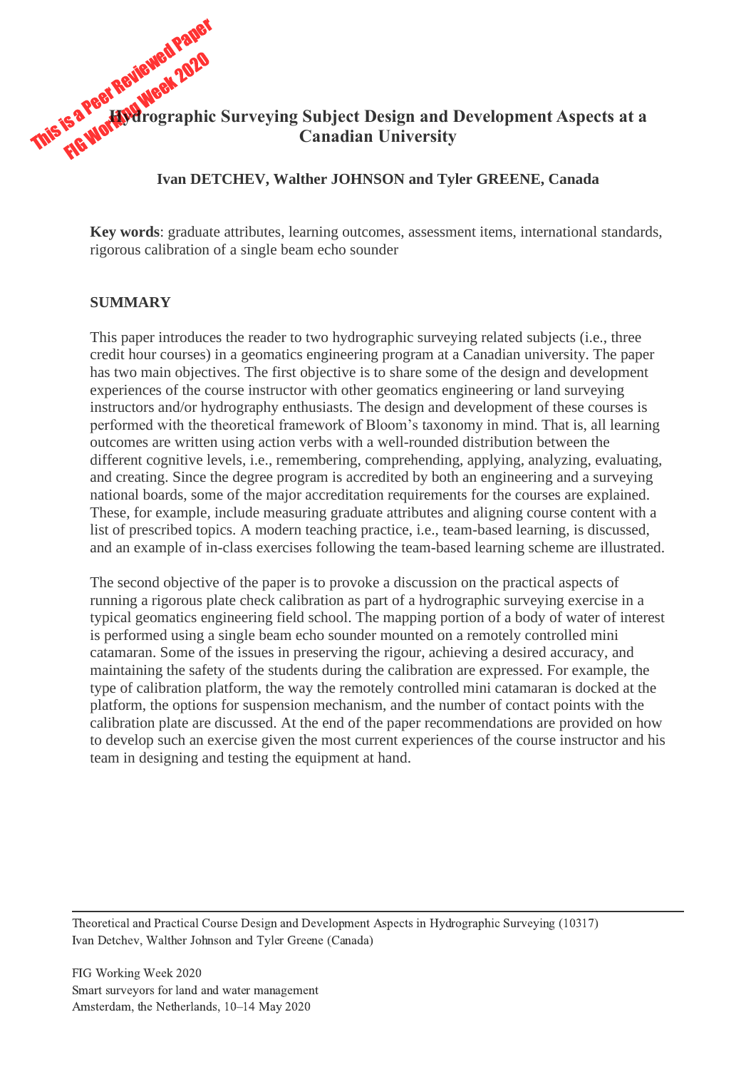# Hydrographic Surveying Subject Design and Development Aspects at a Canadian University

**Ivan DETCHEV, Walther JOHNSON and Tyler GREENE, Canada**

**Key words**: graduate attributes, learning outcomes, assessment items, international standards, rigorous calibration of a single beam echo sounder

## SUMMARY

This paper introduces the reader to two hydrographic surveying related subjects (i.e., three credit hour courses) in a geomatics engineering program at a Canadian university. The paper has two main objectives. The first objective is to share some of the design and development experiences of the course instructor with other geomatics engineering or land surveying instructors and/or hydrography enthusiasts. The design and development of these courses is performed with the theoretical framework of Bloom's taxonomy in mind. That is, all learning outcomes are written using action verbs with a well-rounded distribution between the different cognitive levels, i.e., remembering, comprehending, applying, analyzing, evaluating, and creating. Since the degree program is accredited by both an engineering and a surveying national boards, some of the major accreditation requirements for the courses are explained. These, for example, include measuring graduate attributes and aligning course content with a list of prescribed topics. A modern teaching practice, i.e., team-based learning, is discussed, and an example of in-class exercises following the team-based learning scheme are illustrated.

The second objective of the paper is to provoke a discussion on the practical aspects of running a rigorous plate check calibration as part of a hydrographic surveying exercise in a typical geomatics engineering field school. The mapping portion of a body of water of interest is performed using a single beam echo sounder mounted on a remotely controlled mini catamaran. Some of the issues in preserving the rigour, achieving a desired accuracy, and maintaining the safety of the students during the calibration are expressed. For example, the type of calibration platform, the way the remotely controlled mini catamaran is docked at the platform, the options for suspension mechanism, and the number of contact points with the calibration plate are discussed. At the end of the paper recommendations are provided on how to develop such an exercise given the most current experiences of the course instructor and his team in designing and testing the equipment at hand.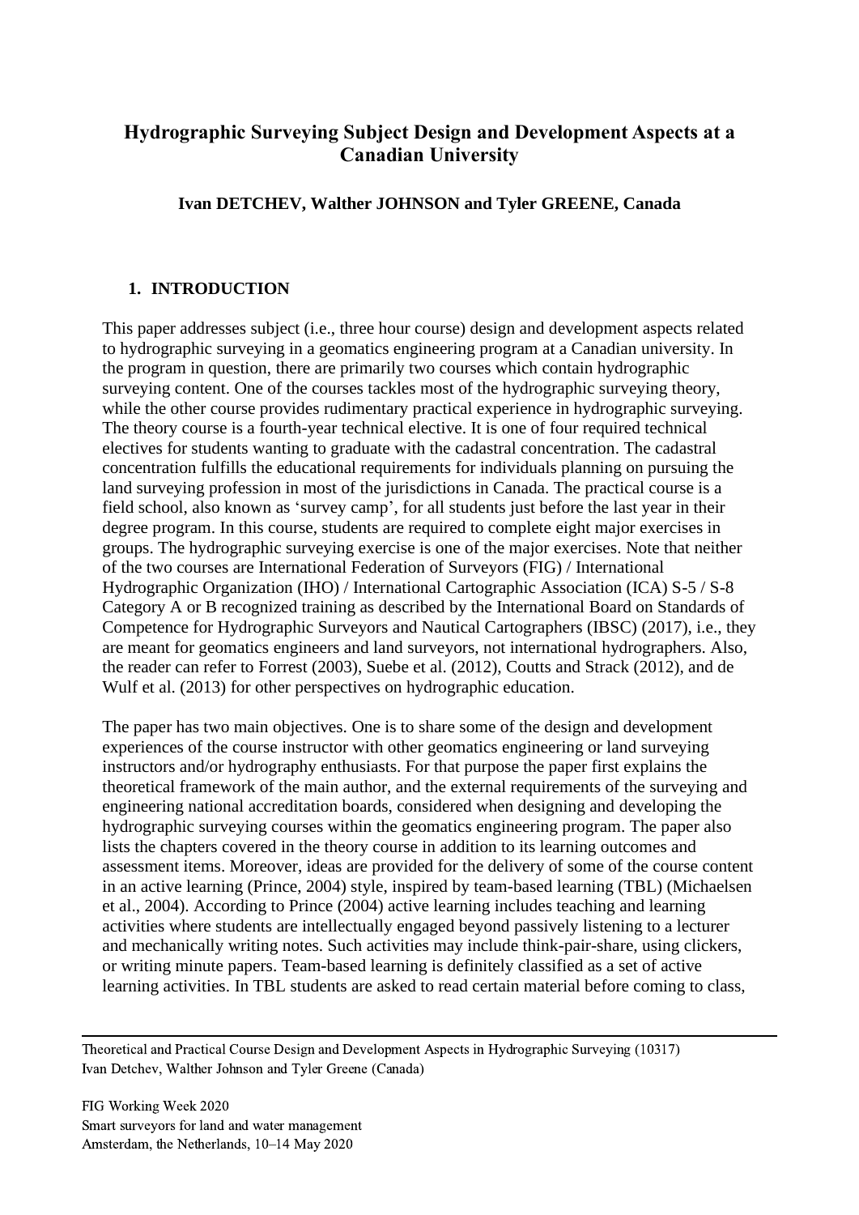# Hydrographic Surveying Subject Design and Development Aspects at a Canadian University

**Ivan DETCHEV, Walther JOHNSON and Tyler GREENE, Canada**

## 1. INTRODUCTION

This paper addresses subject (i.e., three hour course) design and development aspects related to hydrographic surveying in a geomatics engineering program at a Canadian university. In the program in question, there are primarily two courses which contain hydrographic surveying content. One of the courses tackles most of the hydrographic surveying theory, while the other course provides rudimentary practical experience in hydrographic surveying. The theory course is a fourth-year technical elective. It is one of four required technical electives for students wanting to graduate with the cadastral concentration. The cadastral concentration fulfills the educational requirements for individuals planning on pursuing the land surveying profession in most of the jurisdictions in Canada. The practical course is a field school, also known as 'survey camp', for all students just before the last year in their degree program. In this course, students are required to complete eight major exercises in groups. The hydrographic surveying exercise is one of the major exercises. Note that neither of the two courses are International Federation of Surveyors (FIG) / International Hydrographic Organization (IHO) / International Cartographic Association (ICA) S-5 / S-8 Category A or B recognized training as described by the International Board on Standards of Competence for Hydrographic Surveyors and Nautical Cartographers (IBSC) (2017), i.e., they are meant for geomatics engineers and land surveyors, not international hydrographers. Also, the reader can refer to Forrest (2003), Suebe et al. (2012), Coutts and Strack (2012), and de Wulf et al. (2013) for other perspectives on hydrographic education.

The paper has two main objectives. One is to share some of the design and development experiences of the course instructor with other geomatics engineering or land surveying instructors and/or hydrography enthusiasts. For that purpose the paper first explains the theoretical framework of the main author, and the external requirements of the surveying and engineering national accreditation boards, considered when designing and developing the hydrographic surveying courses within the geomatics engineering program. The paper also lists the chapters covered in the theory course in addition to its learning outcomes and assessment items. Moreover, ideas are provided for the delivery of some of the course content in an active learning (Prince, 2004) style, inspired by team-based learning (TBL) (Michaelsen et al., 2004). According to Prince (2004) active learning includes teaching and learning activities where students are intellectually engaged beyond passively listening to a lecturer and mechanically writing notes. Such activities may include think-pair-share, using clickers, or writing minute papers. Team-based learning is definitely classified as a set of active learning activities. In TBL students are asked to read certain material before coming to class,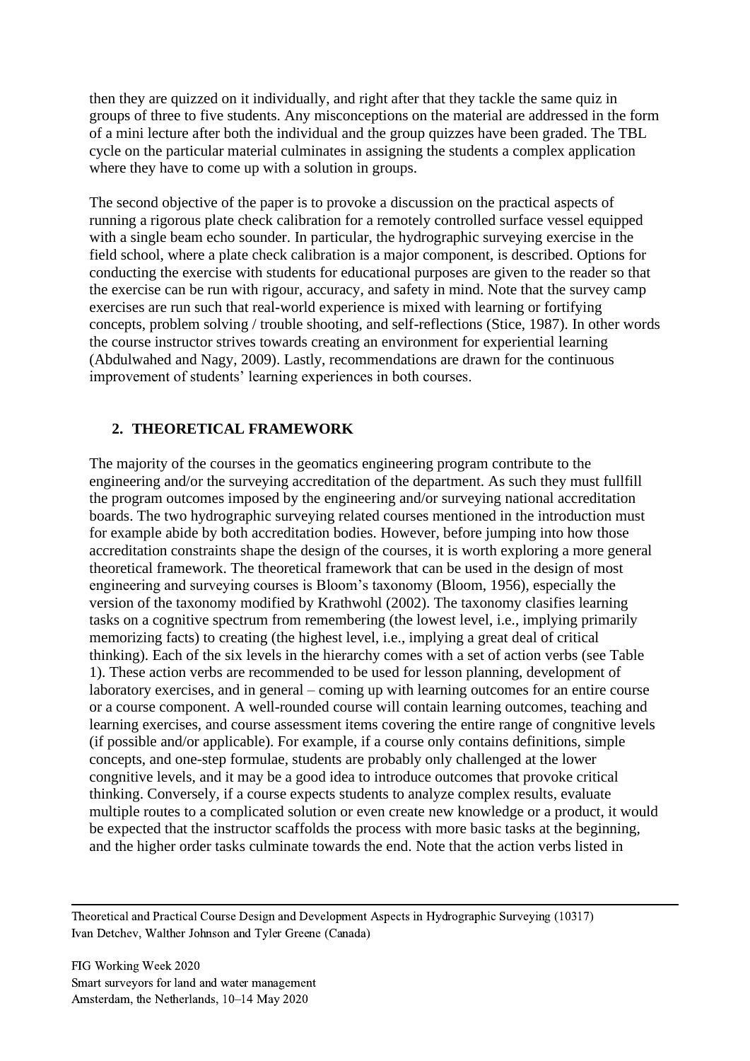then they are quizzed on it individually, and right after that they tackle the same quiz in groups of three to five students. Any misconceptions on the material are addressed in the form of a mini lecture after both the individual and the group quizzes have been graded. The TBL cycle on the particular material culminates in assigning the students a complex application where they have to come up with a solution in groups.

The second objective of the paper is to provoke a discussion on the practical aspects of running a rigorous plate check calibration for a remotely controlled surface vessel equipped with a single beam echo sounder. In particular, the hydrographic surveying exercise in the field school, where a plate check calibration is a major component, is described. Options for conducting the exercise with students for educational purposes are given to the reader so that the exercise can be run with rigour, accuracy, and safety in mind. Note that the survey camp exercises are run such that real-world experience is mixed with learning or fortifying concepts, problem solving / trouble shooting, and self-reflections (Stice, 1987). In other words the course instructor strives towards creating an environment for experiential learning (Abdulwahed and Nagy, 2009). Lastly, recommendations are drawn for the continuous improvement of students' learning experiences in both courses.

## 2. THEORETICAL FRAMEWORK

The majority of the courses in the geomatics engineering program contribute to the engineering and/or the surveying accreditation of the department. As such they must fullfill the program outcomes imposed by the engineering and/or surveying national accreditation boards. The two hydrographic surveying related courses mentioned in the introduction must for example abide by both accreditation bodies. However, before jumping into how those accreditation constraints shape the design of the courses, it is worth exploring a more general theoretical framework. The theoretical framework that can be used in the design of most engineering and surveying courses is Bloom's taxonomy (Bloom, 1956), especially the version of the taxonomy modified by Krathwohl (2002). The taxonomy clasifies learning tasks on a cognitive spectrum from remembering (the lowest level, i.e., implying primarily memorizing facts) to creating (the highest level, i.e., implying a great deal of critical thinking). Each of the six levels in the hierarchy comes with a set of action verbs (see Table 1). These action verbs are recommended to be used for lesson planning, development of laboratory exercises, and in general – coming up with learning outcomes for an entire course or a course component. A well-rounded course will contain learning outcomes, teaching and learning exercises, and course assessment items covering the entire range of congnitive levels (if possible and/or applicable). For example, if a course only contains definitions, simple concepts, and one-step formulae, students are probably only challenged at the lower congnitive levels, and it may be a good idea to introduce outcomes that provoke critical thinking. Conversely, if a course expects students to analyze complex results, evaluate multiple routes to a complicated solution or even create new knowledge or a product, it would be expected that the instructor scaffolds the process with more basic tasks at the beginning, and the higher order tasks culminate towards the end. Note that the action verbs listed in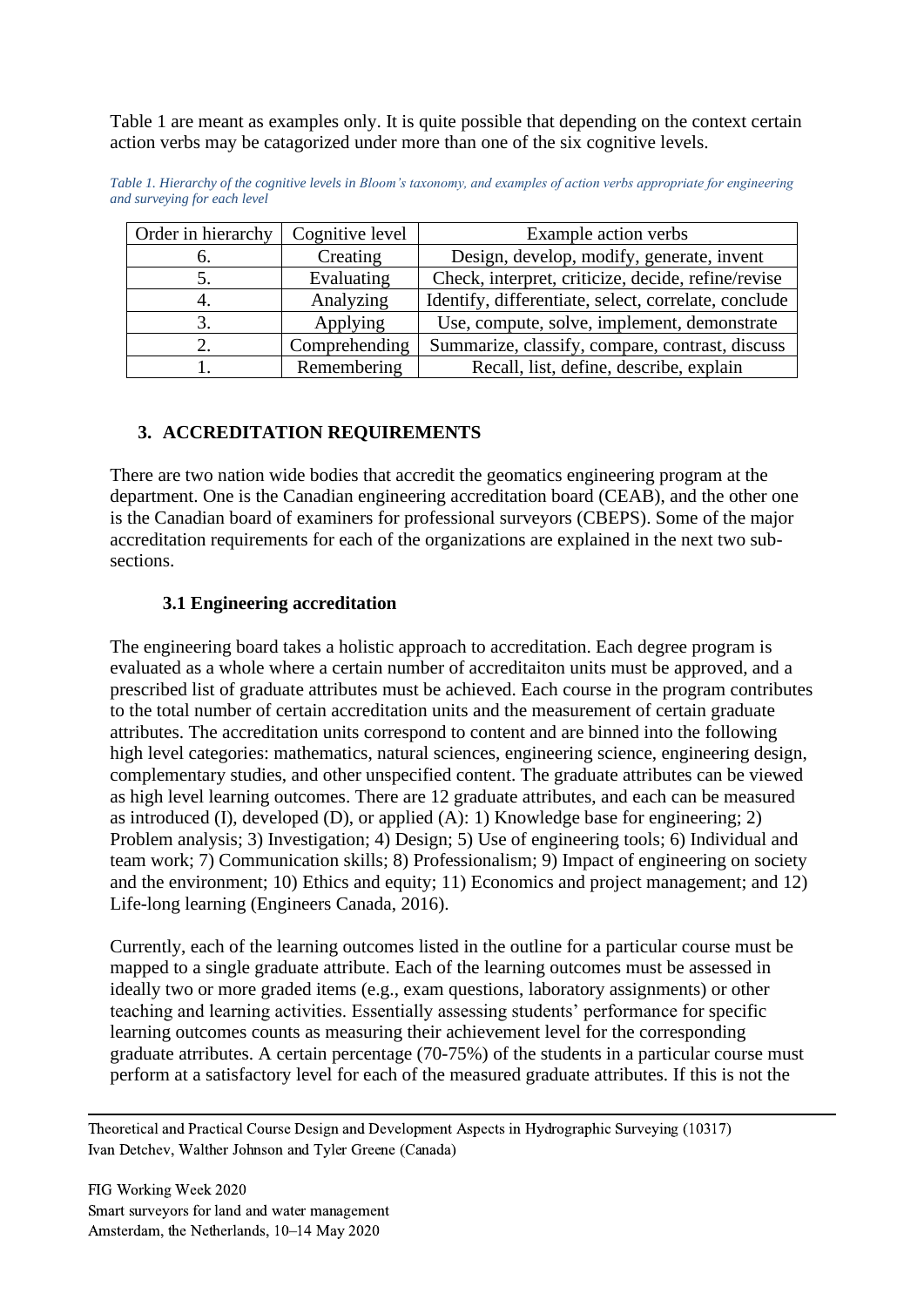Table 1 are meant as examples only. It is quite possible that depending on the context certain action verbs may be catagorized under more than one of the six cognitive levels.

*Table 1. Hierarchy of the cognitive levels in Bloom's taxonomy, and examples of action verbs appropriate for engineering and surveying for each level*

| Order in hierarchy | Cognitive level | Example action verbs |
|---|---|---|
| 6. | Creating | Design, develop, modify, generate, invent |
| 5. | Evaluating | Check, interpret, criticize, decide, refine/revise |
| 4. | Analyzing | Identify, differentiate, select, correlate, conclude |
| 3. | Applying | Use, compute, solve, implement, demonstrate |
| 2. | Comprehending | Summarize, classify, compare, contrast, discuss |
| 1. | Remembering | Recall, list, define, describe, explain |

## 3. ACCREDITATION REQUIREMENTS

There are two nation wide bodies that accredit the geomatics engineering program at the department. One is the Canadian engineering accreditation board (CEAB), and the other one is the Canadian board of examiners for professional surveyors (CBEPS). Some of the major accreditation requirements for each of the organizations are explained in the next two sub-sections.

### 3.1 Engineering accreditation

The engineering board takes a holistic approach to accreditation. Each degree program is evaluated as a whole where a certain number of accreditaiton units must be approved, and a prescribed list of graduate attributes must be achieved. Each course in the program contributes to the total number of certain accreditation units and the measurement of certain graduate attributes. The accreditation units correspond to content and are binned into the following high level categories: mathematics, natural sciences, engineering science, engineering design, complementary studies, and other unspecified content. The graduate attributes can be viewed as high level learning outcomes. There are 12 graduate attributes, and each can be measured as introduced (I), developed (D), or applied (A): 1) Knowledge base for engineering; 2) Problem analysis; 3) Investigation; 4) Design; 5) Use of engineering tools; 6) Individual and team work; 7) Communication skills; 8) Professionalism; 9) Impact of engineering on society and the environment; 10) Ethics and equity; 11) Economics and project management; and 12) Life-long learning (Engineers Canada, 2016).

Currently, each of the learning outcomes listed in the outline for a particular course must be mapped to a single graduate attribute. Each of the learning outcomes must be assessed in ideally two or more graded items (e.g., exam questions, laboratory assignments) or other teaching and learning activities. Essentially assessing students' performance for specific learning outcomes counts as measuring their achievement level for the corresponding graduate atrributes. A certain percentage (70-75%) of the students in a particular course must perform at a satisfactory level for each of the measured graduate attributes. If this is not the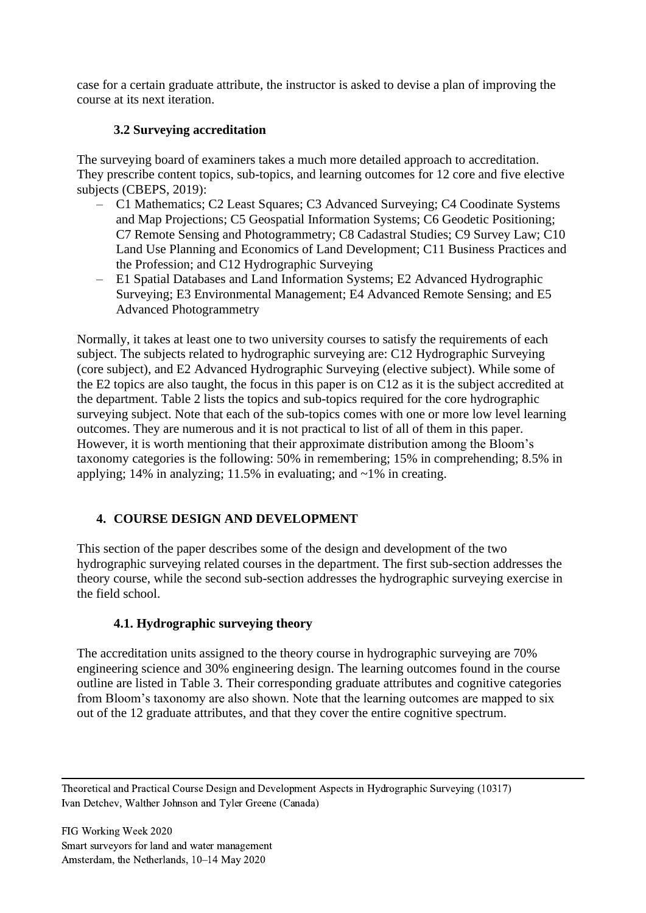case for a certain graduate attribute, the instructor is asked to devise a plan of improving the course at its next iteration.

### 3.2 Surveying accreditation

The surveying board of examiners takes a much more detailed approach to accreditation. They prescribe content topics, sub-topics, and learning outcomes for 12 core and five elective subjects (CBEPS, 2019):

- C1 Mathematics; C2 Least Squares; C3 Advanced Surveying; C4 Coodinate Systems and Map Projections; C5 Geospatial Information Systems; C6 Geodetic Positioning; C7 Remote Sensing and Photogrammetry; C8 Cadastral Studies; C9 Survey Law; C10 Land Use Planning and Economics of Land Development; C11 Business Practices and the Profession; and C12 Hydrographic Surveying
- E1 Spatial Databases and Land Information Systems; E2 Advanced Hydrographic Surveying; E3 Environmental Management; E4 Advanced Remote Sensing; and E5 Advanced Photogrammetry

Normally, it takes at least one to two university courses to satisfy the requirements of each subject. The subjects related to hydrographic surveying are: C12 Hydrographic Surveying (core subject), and E2 Advanced Hydrographic Surveying (elective subject). While some of the E2 topics are also taught, the focus in this paper is on C12 as it is the subject accredited at the department. Table 2 lists the topics and sub-topics required for the core hydrographic surveying subject. Note that each of the sub-topics comes with one or more low level learning outcomes. They are numerous and it is not practical to list of all of them in this paper. However, it is worth mentioning that their approximate distribution among the Bloom's taxonomy categories is the following: 50% in remembering; 15% in comprehending; 8.5% in applying; 14% in analyzing; 11.5% in evaluating; and ~1% in creating.

## 4. COURSE DESIGN AND DEVELOPMENT

This section of the paper describes some of the design and development of the two hydrographic surveying related courses in the department. The first sub-section addresses the theory course, while the second sub-section addresses the hydrographic surveying exercise in the field school.

### 4.1. Hydrographic surveying theory

The accreditation units assigned to the theory course in hydrographic surveying are 70% engineering science and 30% engineering design. The learning outcomes found in the course outline are listed in Table 3. Their corresponding graduate attributes and cognitive categories from Bloom's taxonomy are also shown. Note that the learning outcomes are mapped to six out of the 12 graduate attributes, and that they cover the entire cognitive spectrum.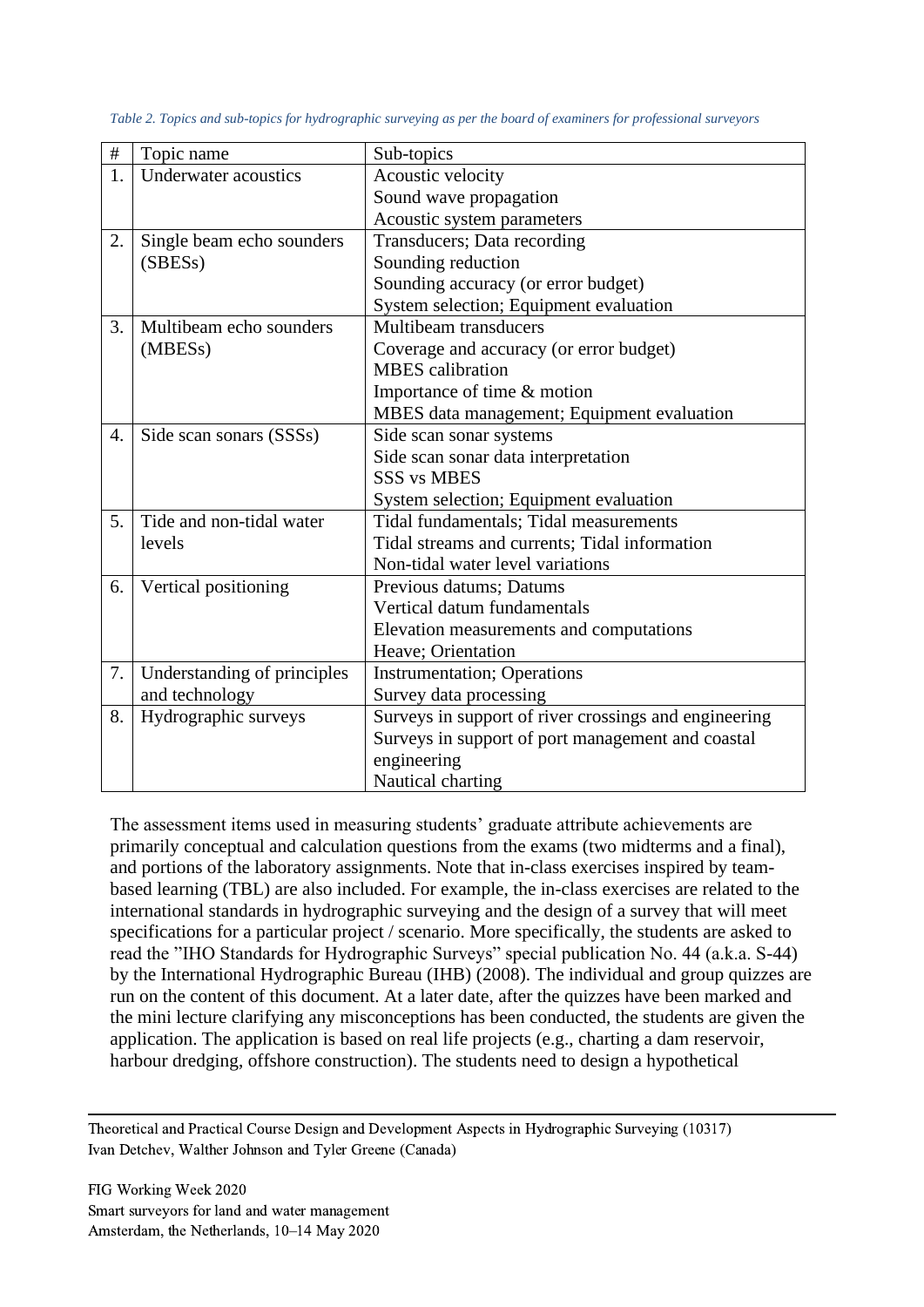*Table 2. Topics and sub-topics for hydrographic surveying as per the board of examiners for professional surveyors*

| # | Topic name | Sub-topics |
|---|---|---|
| 1. | Underwater acoustics | Acoustic velocity<br>Sound wave propagation<br>Acoustic system parameters |
| 2. | Single beam echo sounders (SBESs) | Transducers; Data recording<br>Sounding reduction<br>Sounding accuracy (or error budget)<br>System selection; Equipment evaluation |
| 3. | Multibeam echo sounders (MBESs) | Multibeam transducers<br>Coverage and accuracy (or error budget)<br>MBES calibration<br>Importance of time & motion<br>MBES data management; Equipment evaluation |
| 4. | Side scan sonars (SSSs) | Side scan sonar systems<br>Side scan sonar data interpretation<br>SSS vs MBES<br>System selection; Equipment evaluation |
| 5. | Tide and non-tidal water levels | Tidal fundamentals; Tidal measurements<br>Tidal streams and currents; Tidal information<br>Non-tidal water level variations |
| 6. | Vertical positioning | Previous datums; Datums<br>Vertical datum fundamentals<br>Elevation measurements and computations<br>Heave; Orientation |
| 7. | Understanding of principles and technology | Instrumentation; Operations<br>Survey data processing |
| 8. | Hydrographic surveys | Surveys in support of river crossings and engineering<br>Surveys in support of port management and coastal engineering<br>Nautical charting |

The assessment items used in measuring students' graduate attribute achievements are primarily conceptual and calculation questions from the exams (two midterms and a final), and portions of the laboratory assignments. Note that in-class exercises inspired by team-based learning (TBL) are also included. For example, the in-class exercises are related to the international standards in hydrographic surveying and the design of a survey that will meet specifications for a particular project / scenario. More specifically, the students are asked to read the "IHO Standards for Hydrographic Surveys" special publication No. 44 (a.k.a. S-44) by the International Hydrographic Bureau (IHB) (2008). The individual and group quizzes are run on the content of this document. At a later date, after the quizzes have been marked and the mini lecture clarifying any misconceptions has been conducted, the students are given the application. The application is based on real life projects (e.g., charting a dam reservoir, harbour dredging, offshore construction). The students need to design a hypothetical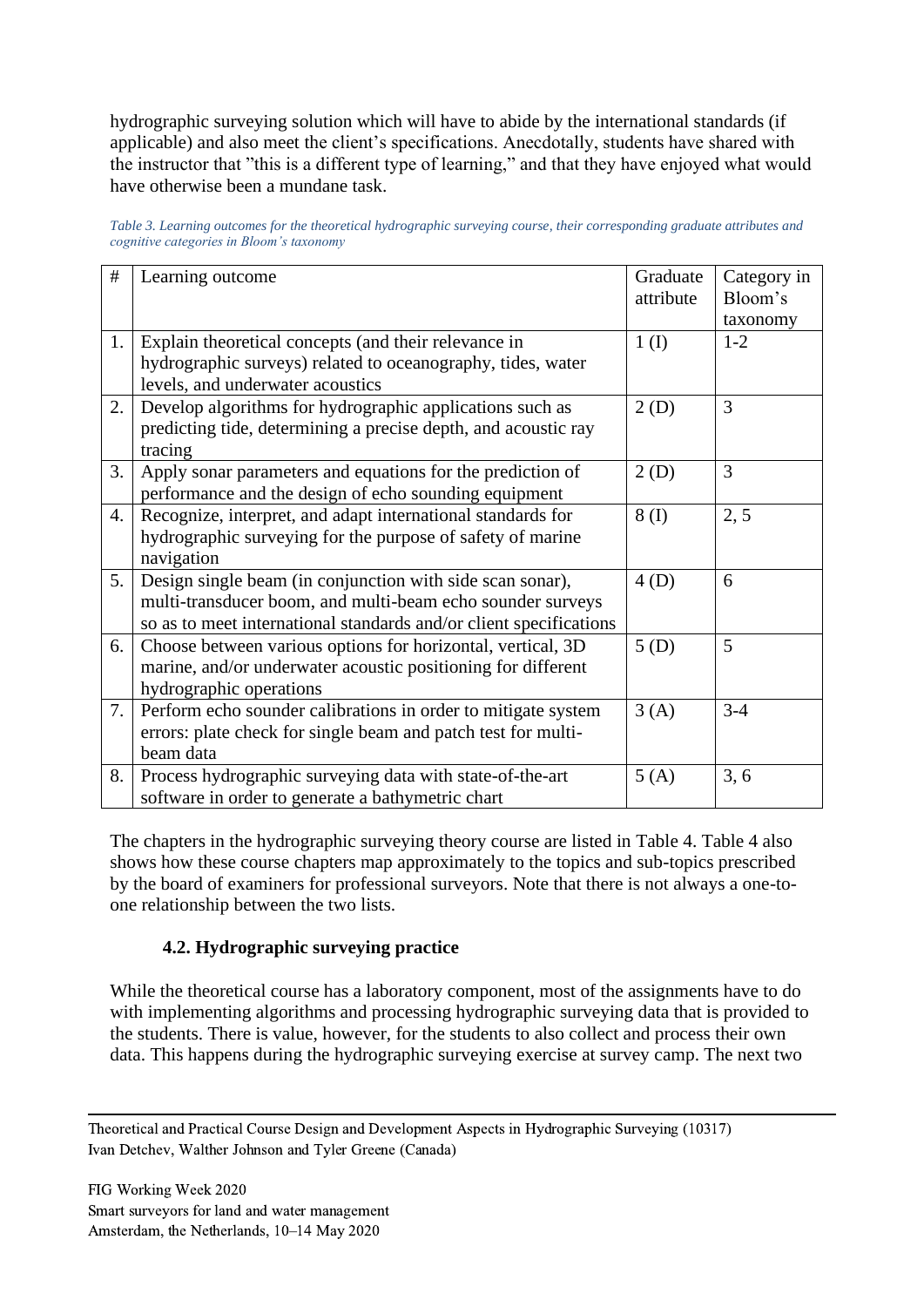hydrographic surveying solution which will have to abide by the international standards (if applicable) and also meet the client's specifications. Anecdotally, students have shared with the instructor that "this is a different type of learning," and that they have enjoyed what would have otherwise been a mundane task.

*Table 3. Learning outcomes for the theoretical hydrographic surveying course, their corresponding graduate attributes and cognitive categories in Bloom's taxonomy*

| # | Learning outcome | Graduate attribute | Category in Bloom's taxonomy |
|---|---|---|---|
| 1. | Explain theoretical concepts (and their relevance in hydrographic surveys) related to oceanography, tides, water levels, and underwater acoustics | 1 (I) | 1-2 |
| 2. | Develop algorithms for hydrographic applications such as predicting tide, determining a precise depth, and acoustic ray tracing | 2 (D) | 3 |
| 3. | Apply sonar parameters and equations for the prediction of performance and the design of echo sounding equipment | 2 (D) | 3 |
| 4. | Recognize, interpret, and adapt international standards for hydrographic surveying for the purpose of safety of marine navigation | 8 (I) | 2, 5 |
| 5. | Design single beam (in conjunction with side scan sonar), multi-transducer boom, and multi-beam echo sounder surveys so as to meet international standards and/or client specifications | 4 (D) | 6 |
| 6. | Choose between various options for horizontal, vertical, 3D marine, and/or underwater acoustic positioning for different hydrographic operations | 5 (D) | 5 |
| 7. | Perform echo sounder calibrations in order to mitigate system errors: plate check for single beam and patch test for multi-beam data | 3 (A) | 3-4 |
| 8. | Process hydrographic surveying data with state-of-the-art software in order to generate a bathymetric chart | 5 (A) | 3, 6 |

The chapters in the hydrographic surveying theory course are listed in Table 4. Table 4 also shows how these course chapters map approximately to the topics and sub-topics prescribed by the board of examiners for professional surveyors. Note that there is not always a one-to-one relationship between the two lists.

### 4.2. Hydrographic surveying practice

While the theoretical course has a laboratory component, most of the assignments have to do with implementing algorithms and processing hydrographic surveying data that is provided to the students. There is value, however, for the students to also collect and process their own data. This happens during the hydrographic surveying exercise at survey camp. The next two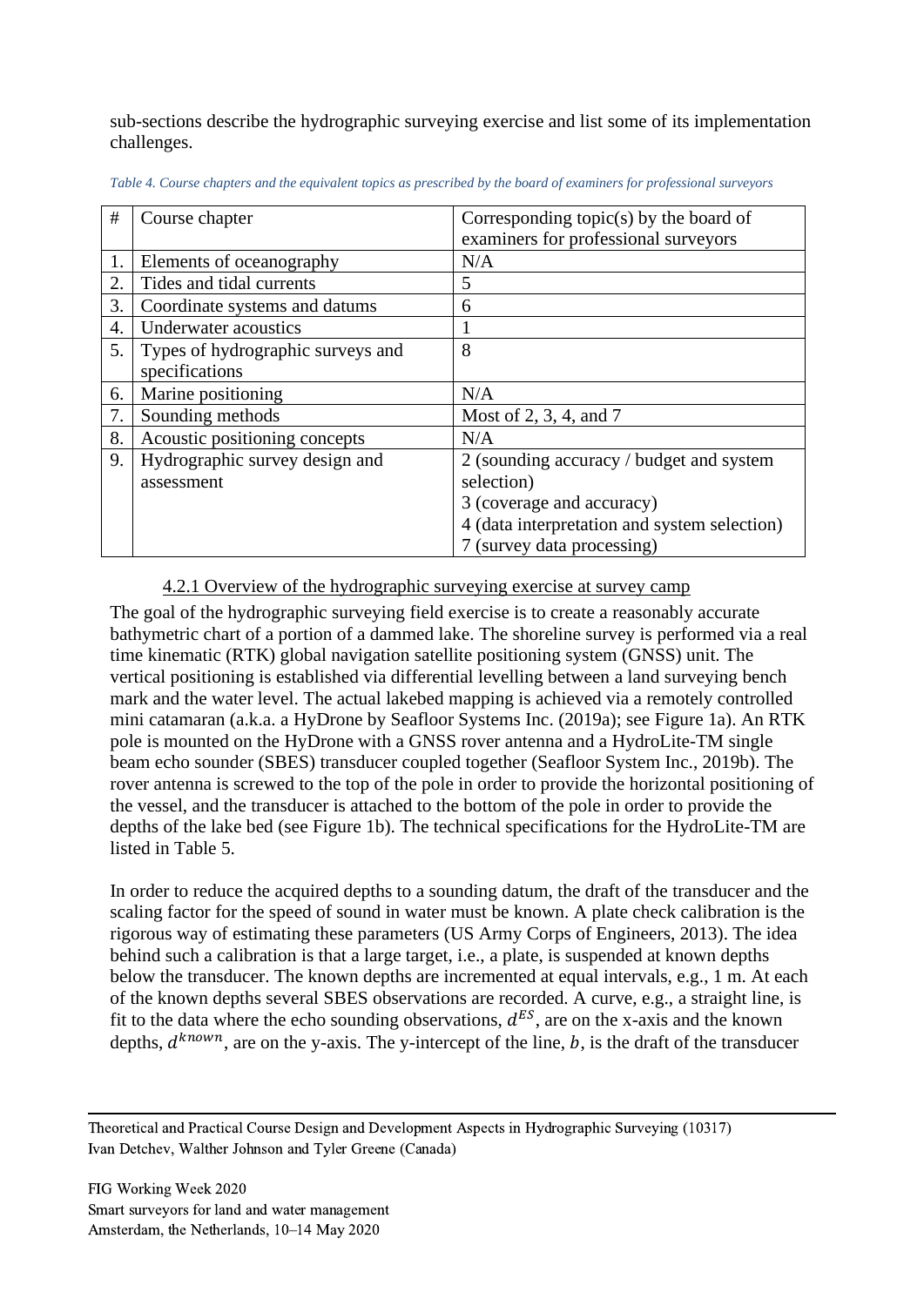sub-sections describe the hydrographic surveying exercise and list some of its implementation challenges.

*Table 4. Course chapters and the equivalent topics as prescribed by the board of examiners for professional surveyors*

| # | Course chapter | Corresponding topic(s) by the board of examiners for professional surveyors |
|---|---|---|
| 1. | Elements of oceanography | N/A |
| 2. | Tides and tidal currents | 5 |
| 3. | Coordinate systems and datums | 6 |
| 4. | Underwater acoustics | 1 |
| 5. | Types of hydrographic surveys and specifications | 8 |
| 6. | Marine positioning | N/A |
| 7. | Sounding methods | Most of 2, 3, 4, and 7 |
| 8. | Acoustic positioning concepts | N/A |
| 9. | Hydrographic survey design and assessment | 2 (sounding accuracy / budget and system selection)<br>3 (coverage and accuracy)<br>4 (data interpretation and system selection)<br>7 (survey data processing) |

#### 4.2.1 Overview of the hydrographic surveying exercise at survey camp

The goal of the hydrographic surveying field exercise is to create a reasonably accurate bathymetric chart of a portion of a dammed lake. The shoreline survey is performed via a real time kinematic (RTK) global navigation satellite positioning system (GNSS) unit. The vertical positioning is established via differential levelling between a land surveying bench mark and the water level. The actual lakebed mapping is achieved via a remotely controlled mini catamaran (a.k.a. a HyDrone by Seafloor Systems Inc. (2019a); see Figure 1a). An RTK pole is mounted on the HyDrone with a GNSS rover antenna and a HydroLite-TM single beam echo sounder (SBES) transducer coupled together (Seafloor System Inc., 2019b). The rover antenna is screwed to the top of the pole in order to provide the horizontal positioning of the vessel, and the transducer is attached to the bottom of the pole in order to provide the depths of the lake bed (see Figure 1b). The technical specifications for the HydroLite-TM are listed in Table 5.

In order to reduce the acquired depths to a sounding datum, the draft of the transducer and the scaling factor for the speed of sound in water must be known. A plate check calibration is the rigorous way of estimating these parameters (US Army Corps of Engineers, 2013). The idea behind such a calibration is that a large target, i.e., a plate, is suspended at known depths below the transducer. The known depths are incremented at equal intervals, e.g., 1 m. At each of the known depths several SBES observations are recorded. A curve, e.g., a straight line, is fit to the data where the echo sounding observations, $d^{ES}$, are on the x-axis and the known depths, $d^{known}$, are on the y-axis. The y-intercept of the line, $b$, is the draft of the transducer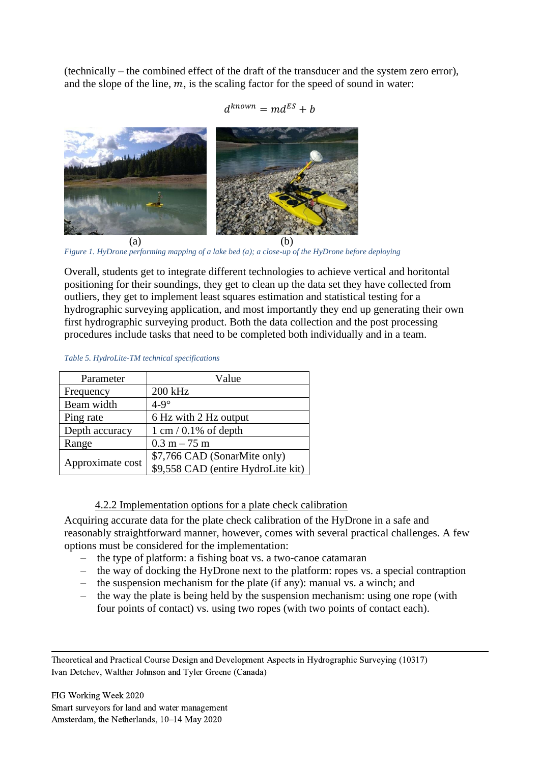(technically – the combined effect of the draft of the transducer and the system zero error), and the slope of the line, $m$, is the scaling factor for the speed of sound in water:

$$d^{known} = md^{ES} + b$$

(a) (b)

*Figure 1. HyDrone performing mapping of a lake bed (a); a close-up of the HyDrone before deploying*

Overall, students get to integrate different technologies to achieve vertical and horitontal positioning for their soundings, they get to clean up the data set they have collected from outliers, they get to implement least squares estimation and statistical testing for a hydrographic surveying application, and most importantly they end up generating their own first hydrographic surveying product. Both the data collection and the post processing procedures include tasks that need to be completed both individually and in a team.

*Table 5. HydroLite-TM technical specifications*

| Parameter | Value |
|---|---|
| Frequency | 200 kHz |
| Beam width | 4-9° |
| Ping rate | 6 Hz with 2 Hz output |
| Depth accuracy | 1 cm / 0.1% of depth |
| Range | 0.3 m – 75 m |
| Approximate cost | $7,766 CAD (SonarMite only)<br>$9,558 CAD (entire HydroLite kit) |

#### 4.2.2 Implementation options for a plate check calibration

Acquiring accurate data for the plate check calibration of the HyDrone in a safe and reasonably straightforward manner, however, comes with several practical challenges. A few options must be considered for the implementation:

- the type of platform: a fishing boat vs. a two-canoe catamaran
- the way of docking the HyDrone next to the platform: ropes vs. a special contraption
- the suspension mechanism for the plate (if any): manual vs. a winch; and
- the way the plate is being held by the suspension mechanism: using one rope (with four points of contact) vs. using two ropes (with two points of contact each).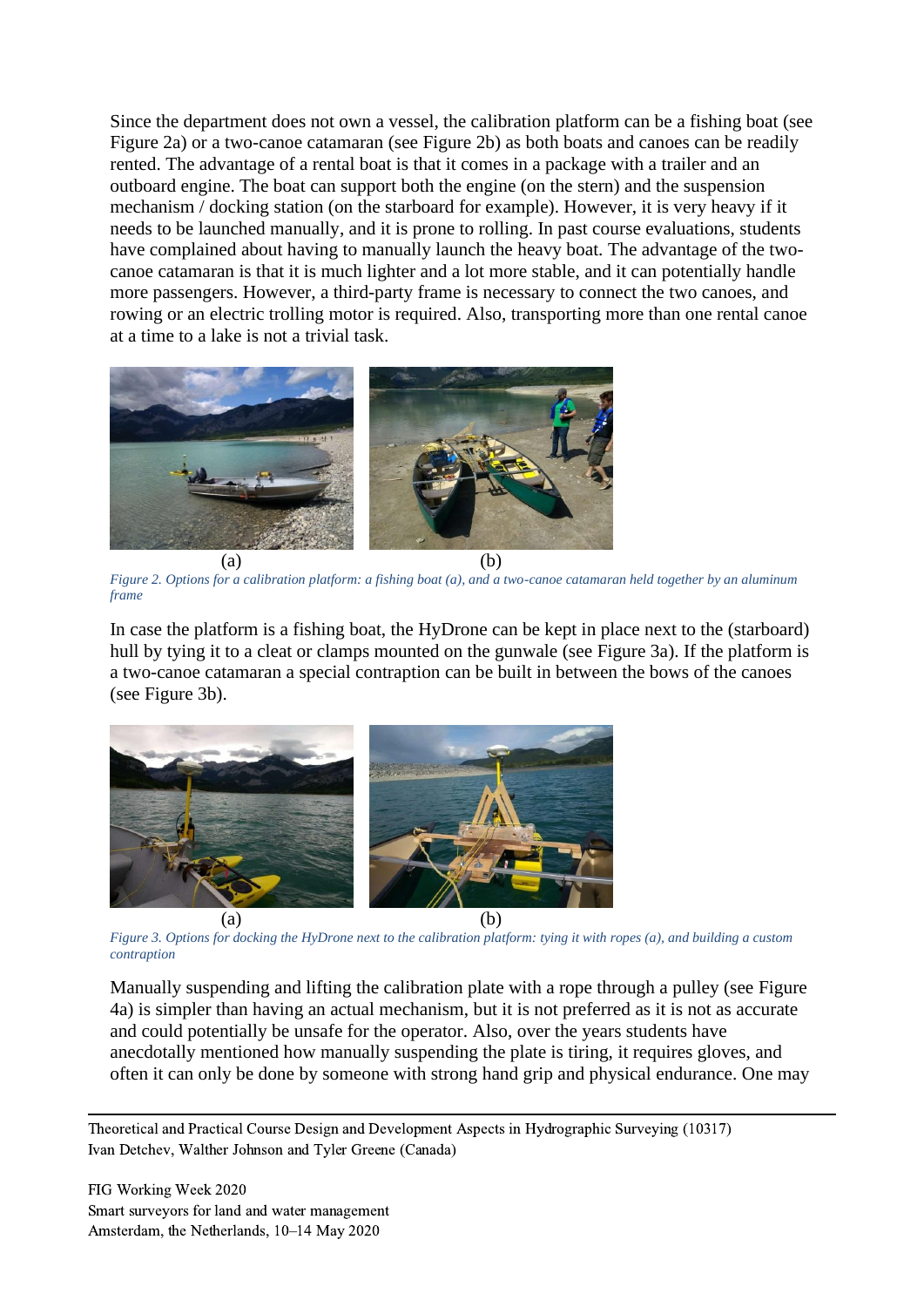Since the department does not own a vessel, the calibration platform can be a fishing boat (see Figure 2a) or a two-canoe catamaran (see Figure 2b) as both boats and canoes can be readily rented. The advantage of a rental boat is that it comes in a package with a trailer and an outboard engine. The boat can support both the engine (on the stern) and the suspension mechanism / docking station (on the starboard for example). However, it is very heavy if it needs to be launched manually, and it is prone to rolling. In past course evaluations, students have complained about having to manually launch the heavy boat. The advantage of the two-canoe catamaran is that it is much lighter and a lot more stable, and it can potentially handle more passengers. However, a third-party frame is necessary to connect the two canoes, and rowing or an electric trolling motor is required. Also, transporting more than one rental canoe at a time to a lake is not a trivial task.

(a) (b)

*Figure 2. Options for a calibration platform: a fishing boat (a), and a two-canoe catamaran held together by an aluminum frame*

In case the platform is a fishing boat, the HyDrone can be kept in place next to the (starboard) hull by tying it to a cleat or clamps mounted on the gunwale (see Figure 3a). If the platform is a two-canoe catamaran a special contraption can be built in between the bows of the canoes (see Figure 3b).

(a) (b)

*Figure 3. Options for docking the HyDrone next to the calibration platform: tying it with ropes (a), and building a custom contraption*

Manually suspending and lifting the calibration plate with a rope through a pulley (see Figure 4a) is simpler than having an actual mechanism, but it is not preferred as it is not as accurate and could potentially be unsafe for the operator. Also, over the years students have anecdotally mentioned how manually suspending the plate is tiring, it requires gloves, and often it can only be done by someone with strong hand grip and physical endurance. One may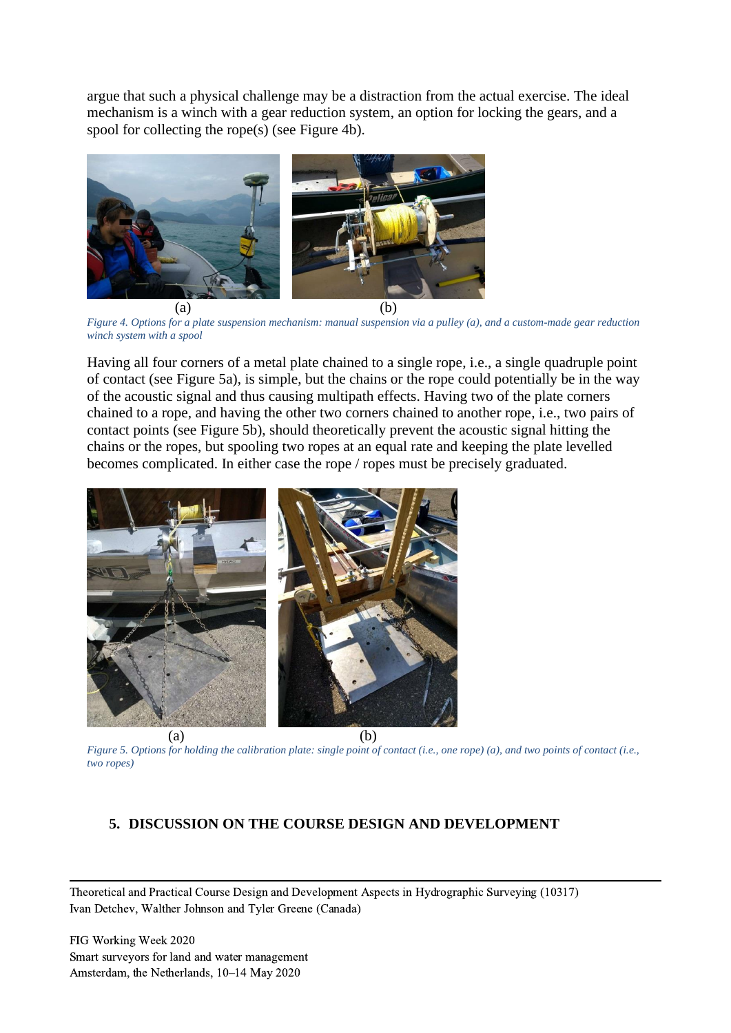argue that such a physical challenge may be a distraction from the actual exercise. The ideal mechanism is a winch with a gear reduction system, an option for locking the gears, and a spool for collecting the rope(s) (see Figure 4b).

(a) (b)

*Figure 4. Options for a plate suspension mechanism: manual suspension via a pulley (a), and a custom-made gear reduction winch system with a spool*

Having all four corners of a metal plate chained to a single rope, i.e., a single quadruple point of contact (see Figure 5a), is simple, but the chains or the rope could potentially be in the way of the acoustic signal and thus causing multipath effects. Having two of the plate corners chained to a rope, and having the other two corners chained to another rope, i.e., two pairs of contact points (see Figure 5b), should theoretically prevent the acoustic signal hitting the chains or the ropes, but spooling two ropes at an equal rate and keeping the plate levelled becomes complicated. In either case the rope / ropes must be precisely graduated.

(a) (b)

*Figure 5. Options for holding the calibration plate: single point of contact (i.e., one rope) (a), and two points of contact (i.e., two ropes)*

## 5. DISCUSSION ON THE COURSE DESIGN AND DEVELOPMENT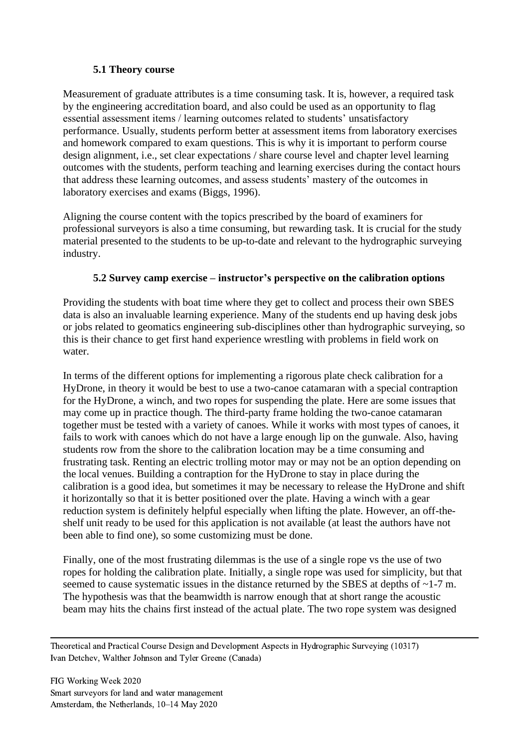### 5.1 Theory course

Measurement of graduate attributes is a time consuming task. It is, however, a required task by the engineering accreditation board, and also could be used as an opportunity to flag essential assessment items / learning outcomes related to students' unsatisfactory performance. Usually, students perform better at assessment items from laboratory exercises and homework compared to exam questions. This is why it is important to perform course design alignment, i.e., set clear expectations / share course level and chapter level learning outcomes with the students, perform teaching and learning exercises during the contact hours that address these learning outcomes, and assess students' mastery of the outcomes in laboratory exercises and exams (Biggs, 1996).

Aligning the course content with the topics prescribed by the board of examiners for professional surveyors is also a time consuming, but rewarding task. It is crucial for the study material presented to the students to be up-to-date and relevant to the hydrographic surveying industry.

### 5.2 Survey camp exercise – instructor's perspective on the calibration options

Providing the students with boat time where they get to collect and process their own SBES data is also an invaluable learning experience. Many of the students end up having desk jobs or jobs related to geomatics engineering sub-disciplines other than hydrographic surveying, so this is their chance to get first hand experience wrestling with problems in field work on water.

In terms of the different options for implementing a rigorous plate check calibration for a HyDrone, in theory it would be best to use a two-canoe catamaran with a special contraption for the HyDrone, a winch, and two ropes for suspending the plate. Here are some issues that may come up in practice though. The third-party frame holding the two-canoe catamaran together must be tested with a variety of canoes. While it works with most types of canoes, it fails to work with canoes which do not have a large enough lip on the gunwale. Also, having students row from the shore to the calibration location may be a time consuming and frustrating task. Renting an electric trolling motor may or may not be an option depending on the local venues. Building a contraption for the HyDrone to stay in place during the calibration is a good idea, but sometimes it may be necessary to release the HyDrone and shift it horizontally so that it is better positioned over the plate. Having a winch with a gear reduction system is definitely helpful especially when lifting the plate. However, an off-the-shelf unit ready to be used for this application is not available (at least the authors have not been able to find one), so some customizing must be done.

Finally, one of the most frustrating dilemmas is the use of a single rope vs the use of two ropes for holding the calibration plate. Initially, a single rope was used for simplicity, but that seemed to cause systematic issues in the distance returned by the SBES at depths of ~1-7 m. The hypothesis was that the beamwidth is narrow enough that at short range the acoustic beam may hits the chains first instead of the actual plate. The two rope system was designed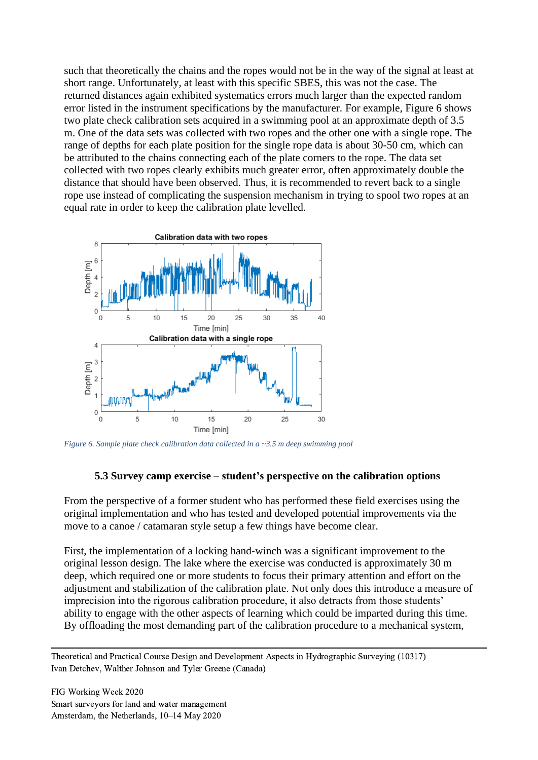such that theoretically the chains and the ropes would not be in the way of the signal at least at short range. Unfortunately, at least with this specific SBES, this was not the case. The returned distances again exhibited systematics errors much larger than the expected random error listed in the instrument specifications by the manufacturer. For example, Figure 6 shows two plate check calibration sets acquired in a swimming pool at an approximate depth of 3.5 m. One of the data sets was collected with two ropes and the other one with a single rope. The range of depths for each plate position for the single rope data is about 30-50 cm, which can be attributed to the chains connecting each of the plate corners to the rope. The data set collected with two ropes clearly exhibits much greater error, often approximately double the distance that should have been observed. Thus, it is recommended to revert back to a single rope use instead of complicating the suspension mechanism in trying to spool two ropes at an equal rate in order to keep the calibration plate levelled.

*Figure 6. Sample plate check calibration data collected in a ~3.5 m deep swimming pool*

### 5.3 Survey camp exercise – student's perspective on the calibration options

From the perspective of a former student who has performed these field exercises using the original implementation and who has tested and developed potential improvements via the move to a canoe / catamaran style setup a few things have become clear.

First, the implementation of a locking hand-winch was a significant improvement to the original lesson design. The lake where the exercise was conducted is approximately 30 m deep, which required one or more students to focus their primary attention and effort on the adjustment and stabilization of the calibration plate. Not only does this introduce a measure of imprecision into the rigorous calibration procedure, it also detracts from those students' ability to engage with the other aspects of learning which could be imparted during this time. By offloading the most demanding part of the calibration procedure to a mechanical system,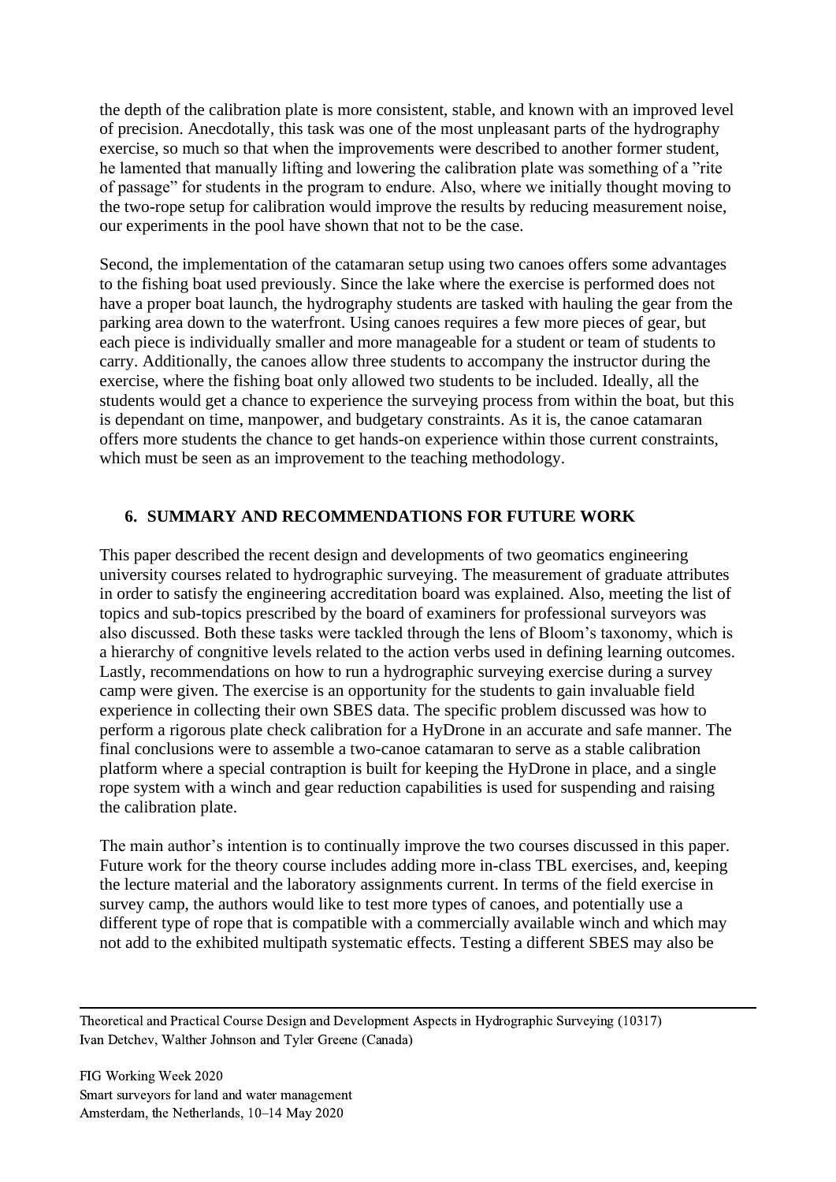the depth of the calibration plate is more consistent, stable, and known with an improved level of precision. Anecdotally, this task was one of the most unpleasant parts of the hydrography exercise, so much so that when the improvements were described to another former student, he lamented that manually lifting and lowering the calibration plate was something of a "rite of passage" for students in the program to endure. Also, where we initially thought moving to the two-rope setup for calibration would improve the results by reducing measurement noise, our experiments in the pool have shown that not to be the case.

Second, the implementation of the catamaran setup using two canoes offers some advantages to the fishing boat used previously. Since the lake where the exercise is performed does not have a proper boat launch, the hydrography students are tasked with hauling the gear from the parking area down to the waterfront. Using canoes requires a few more pieces of gear, but each piece is individually smaller and more manageable for a student or team of students to carry. Additionally, the canoes allow three students to accompany the instructor during the exercise, where the fishing boat only allowed two students to be included. Ideally, all the students would get a chance to experience the surveying process from within the boat, but this is dependant on time, manpower, and budgetary constraints. As it is, the canoe catamaran offers more students the chance to get hands-on experience within those current constraints, which must be seen as an improvement to the teaching methodology.

## 6. SUMMARY AND RECOMMENDATIONS FOR FUTURE WORK

This paper described the recent design and developments of two geomatics engineering university courses related to hydrographic surveying. The measurement of graduate attributes in order to satisfy the engineering accreditation board was explained. Also, meeting the list of topics and sub-topics prescribed by the board of examiners for professional surveyors was also discussed. Both these tasks were tackled through the lens of Bloom's taxonomy, which is a hierarchy of congnitive levels related to the action verbs used in defining learning outcomes. Lastly, recommendations on how to run a hydrographic surveying exercise during a survey camp were given. The exercise is an opportunity for the students to gain invaluable field experience in collecting their own SBES data. The specific problem discussed was how to perform a rigorous plate check calibration for a HyDrone in an accurate and safe manner. The final conclusions were to assemble a two-canoe catamaran to serve as a stable calibration platform where a special contraption is built for keeping the HyDrone in place, and a single rope system with a winch and gear reduction capabilities is used for suspending and raising the calibration plate.

The main author's intention is to continually improve the two courses discussed in this paper. Future work for the theory course includes adding more in-class TBL exercises, and, keeping the lecture material and the laboratory assignments current. In terms of the field exercise in survey camp, the authors would like to test more types of canoes, and potentially use a different type of rope that is compatible with a commercially available winch and which may not add to the exhibited multipath systematic effects. Testing a different SBES may also be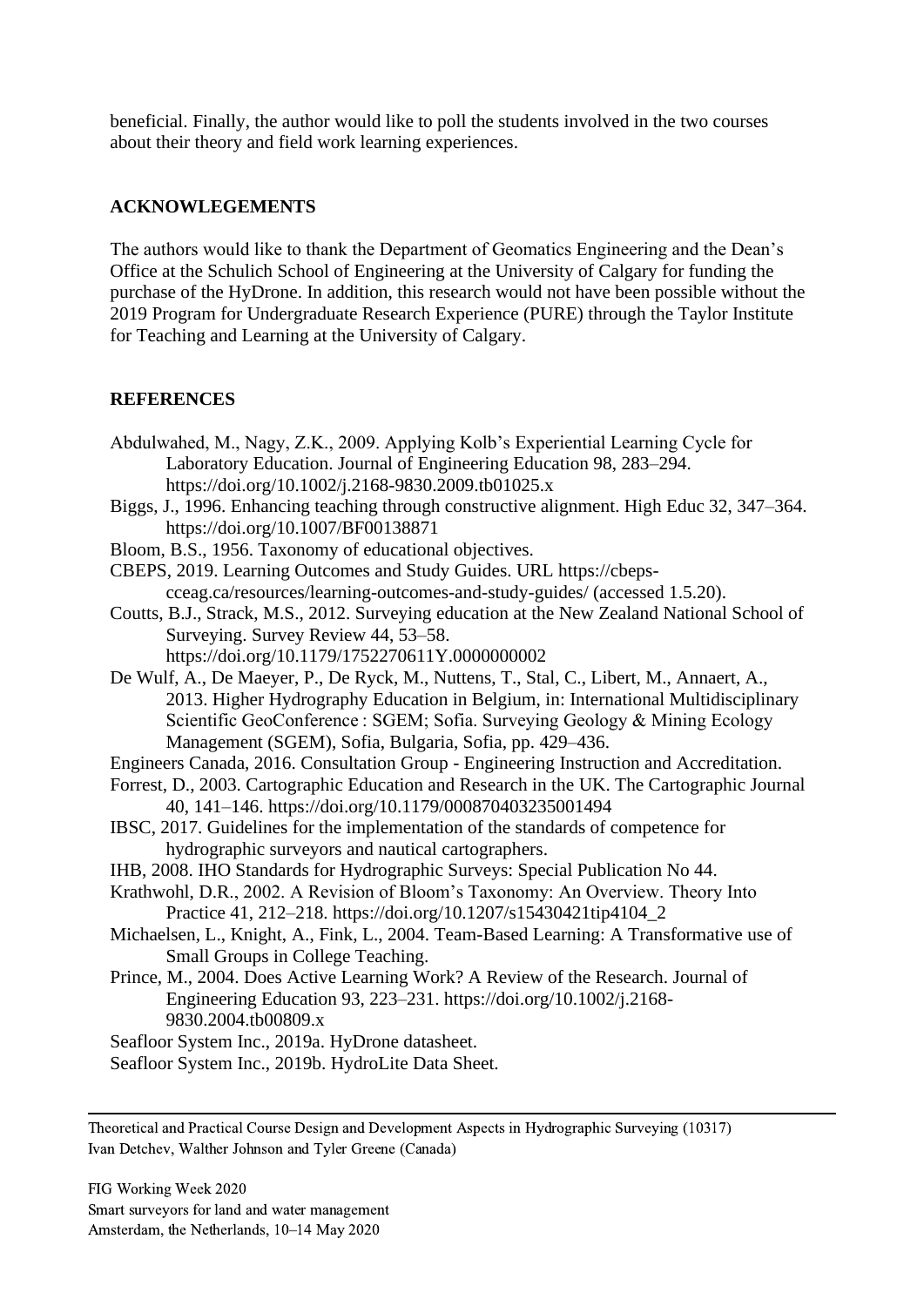beneficial. Finally, the author would like to poll the students involved in the two courses about their theory and field work learning experiences.

## ACKNOWLEGEMENTS

The authors would like to thank the Department of Geomatics Engineering and the Dean's Office at the Schulich School of Engineering at the University of Calgary for funding the purchase of the HyDrone. In addition, this research would not have been possible without the 2019 Program for Undergraduate Research Experience (PURE) through the Taylor Institute for Teaching and Learning at the University of Calgary.

## REFERENCES

Abdulwahed, M., Nagy, Z.K., 2009. Applying Kolb's Experiential Learning Cycle for Laboratory Education. Journal of Engineering Education 98, 283–294. https://doi.org/10.1002/j.2168-9830.2009.tb01025.x

Biggs, J., 1996. Enhancing teaching through constructive alignment. High Educ 32, 347–364. https://doi.org/10.1007/BF00138871

Bloom, B.S., 1956. Taxonomy of educational objectives.

CBEPS, 2019. Learning Outcomes and Study Guides. URL https://cbeps-cceag.ca/resources/learning-outcomes-and-study-guides/ (accessed 1.5.20).

Coutts, B.J., Strack, M.S., 2012. Surveying education at the New Zealand National School of Surveying. Survey Review 44, 53–58. https://doi.org/10.1179/1752270611Y.0000000002

De Wulf, A., De Maeyer, P., De Ryck, M., Nuttens, T., Stal, C., Libert, M., Annaert, A., 2013. Higher Hydrography Education in Belgium, in: International Multidisciplinary Scientific GeoConference : SGEM; Sofia. Surveying Geology & Mining Ecology Management (SGEM), Sofia, Bulgaria, Sofia, pp. 429–436.

Engineers Canada, 2016. Consultation Group - Engineering Instruction and Accreditation.

Forrest, D., 2003. Cartographic Education and Research in the UK. The Cartographic Journal 40, 141–146. https://doi.org/10.1179/000870403235001494

IBSC, 2017. Guidelines for the implementation of the standards of competence for hydrographic surveyors and nautical cartographers.

IHB, 2008. IHO Standards for Hydrographic Surveys: Special Publication No 44.

Krathwohl, D.R., 2002. A Revision of Bloom's Taxonomy: An Overview. Theory Into Practice 41, 212–218. https://doi.org/10.1207/s15430421tip4104_2

Michaelsen, L., Knight, A., Fink, L., 2004. Team-Based Learning: A Transformative use of Small Groups in College Teaching.

Prince, M., 2004. Does Active Learning Work? A Review of the Research. Journal of Engineering Education 93, 223–231. https://doi.org/10.1002/j.2168-9830.2004.tb00809.x

Seafloor System Inc., 2019a. HyDrone datasheet.

Seafloor System Inc., 2019b. HydroLite Data Sheet.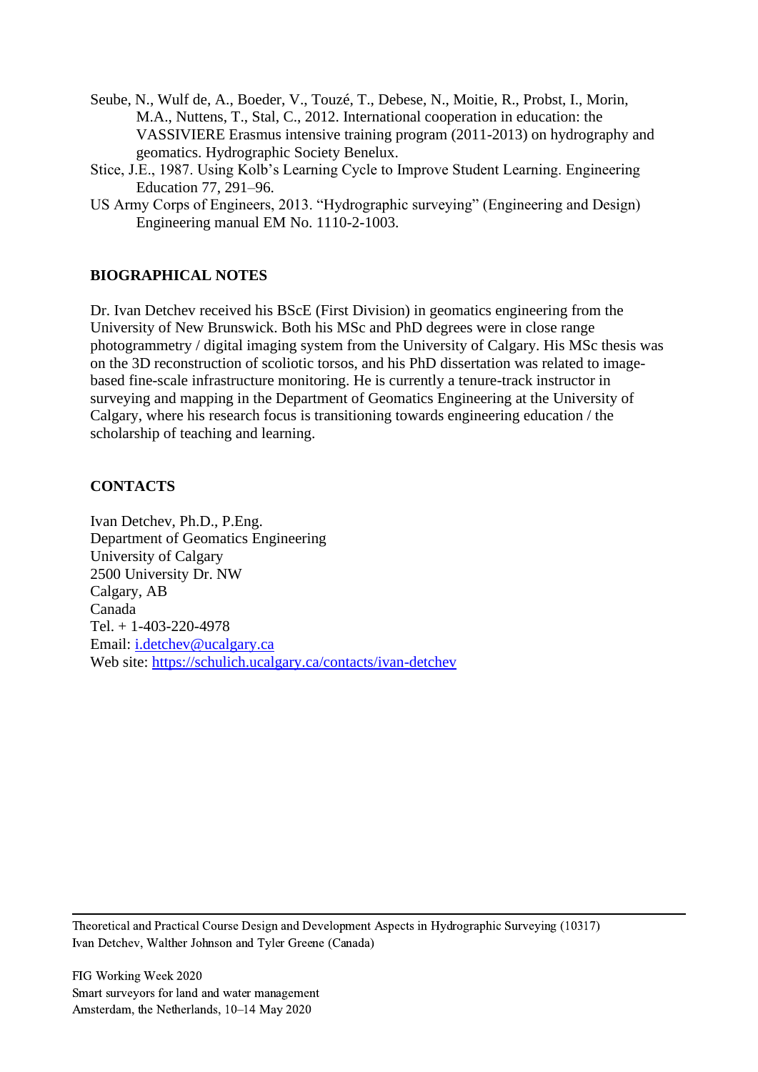Seube, N., Wulf de, A., Boeder, V., Touzé, T., Debese, N., Moitie, R., Probst, I., Morin, M.A., Nuttens, T., Stal, C., 2012. International cooperation in education: the VASSIVIERE Erasmus intensive training program (2011-2013) on hydrography and geomatics. Hydrographic Society Benelux.

Stice, J.E., 1987. Using Kolb's Learning Cycle to Improve Student Learning. Engineering Education 77, 291–96.

US Army Corps of Engineers, 2013. "Hydrographic surveying" (Engineering and Design) Engineering manual EM No. 1110-2-1003.

## BIOGRAPHICAL NOTES

Dr. Ivan Detchev received his BScE (First Division) in geomatics engineering from the University of New Brunswick. Both his MSc and PhD degrees were in close range photogrammetry / digital imaging system from the University of Calgary. His MSc thesis was on the 3D reconstruction of scoliotic torsos, and his PhD dissertation was related to image-based fine-scale infrastructure monitoring. He is currently a tenure-track instructor in surveying and mapping in the Department of Geomatics Engineering at the University of Calgary, where his research focus is transitioning towards engineering education / the scholarship of teaching and learning.

## CONTACTS

Ivan Detchev, Ph.D., P.Eng.
Department of Geomatics Engineering
University of Calgary
2500 University Dr. NW
Calgary, AB
Canada
Tel. + 1-403-220-4978
Email: i.detchev@ucalgary.ca
Web site: https://schulich.ucalgary.ca/contacts/ivan-detchev